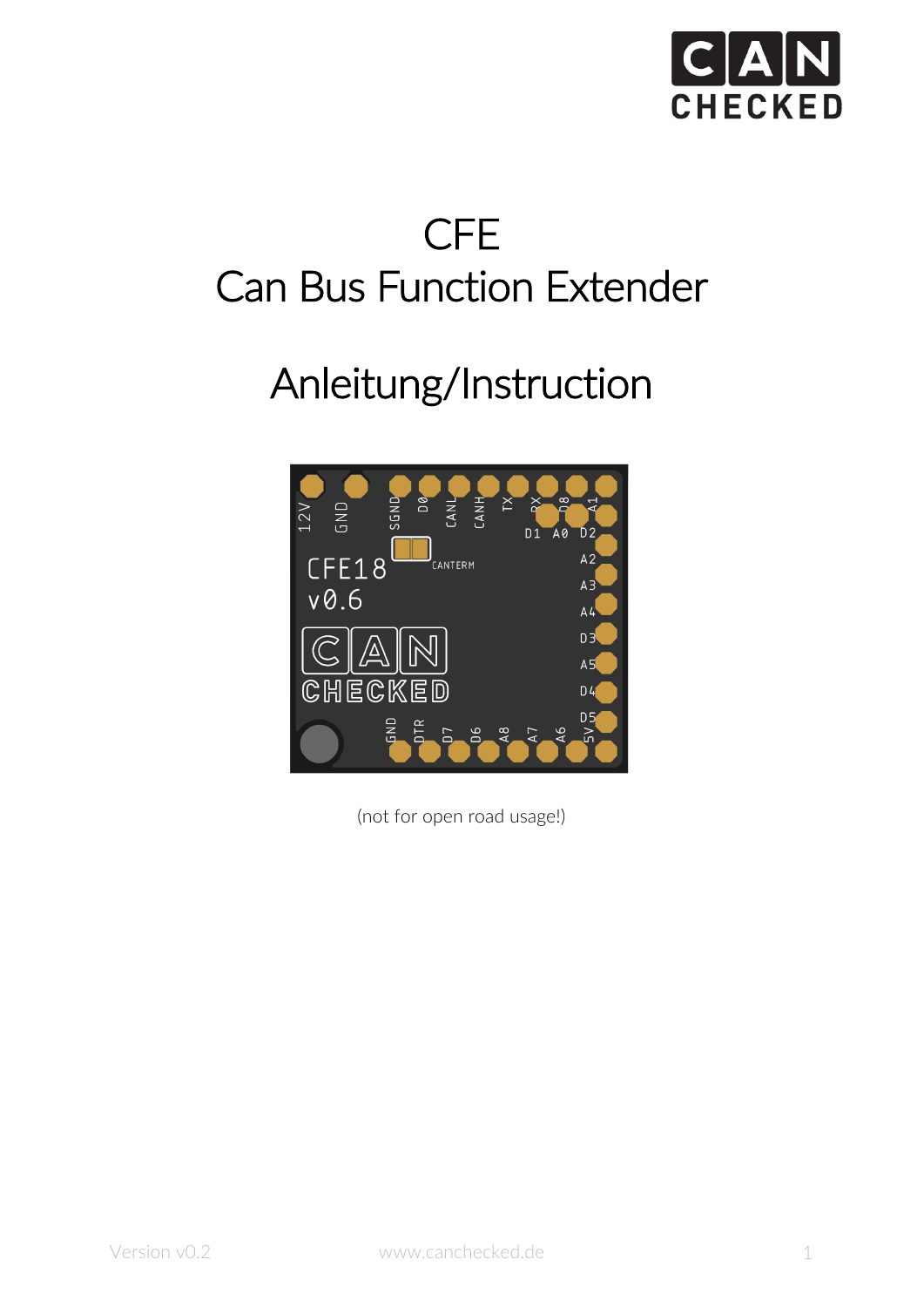# CFE
# Can Bus Function Extender

# Anleitung/Instruction

(not for open road usage!)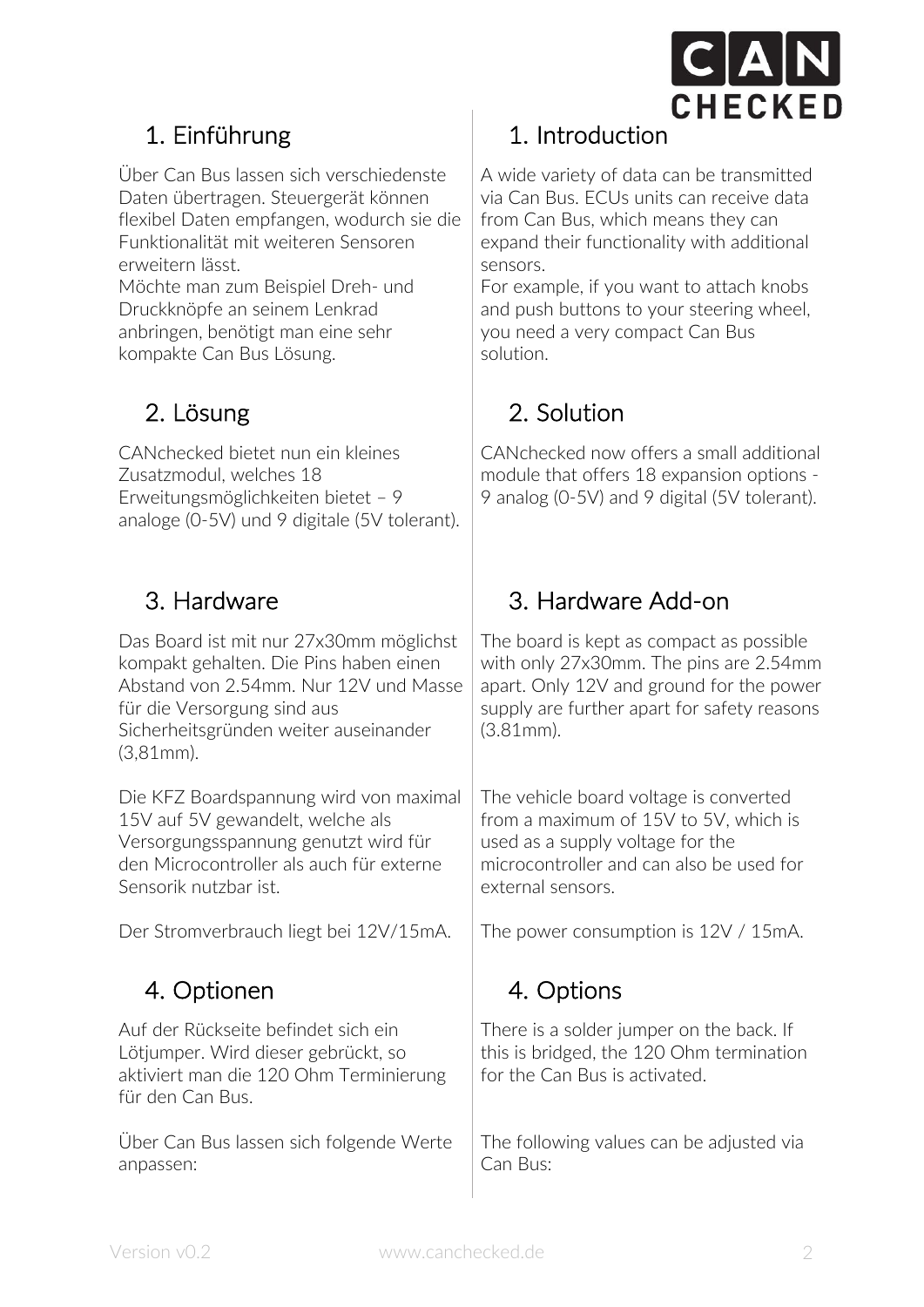## 1. Einführung

Über Can Bus lassen sich verschiedenste Daten übertragen. Steuergerät können flexibel Daten empfangen, wodurch sie die Funktionalität mit weiteren Sensoren erweitern lässt.
Möchte man zum Beispiel Dreh- und Druckknöpfe an seinem Lenkrad anbringen, benötigt man eine sehr kompakte Can Bus Lösung.

## 2. Lösung

CANchecked bietet nun ein kleines Zusatzmodul, welches 18 Erweitungsmöglichkeiten bietet – 9 analoge (0-5V) und 9 digitale (5V tolerant).

## 3. Hardware

Das Board ist mit nur 27x30mm möglichst kompakt gehalten. Die Pins haben einen Abstand von 2.54mm. Nur 12V und Masse für die Versorgung sind aus Sicherheitsgründen weiter auseinander (3,81mm).

Die KFZ Boardspannung wird von maximal 15V auf 5V gewandelt, welche als Versorgungsspannung genutzt wird für den Microcontroller als auch für externe Sensorik nutzbar ist.

Der Stromverbrauch liegt bei 12V/15mA.

## 4. Optionen

Auf der Rückseite befindet sich ein Lötjumper. Wird dieser gebrückt, so aktiviert man die 120 Ohm Terminierung für den Can Bus.

Über Can Bus lassen sich folgende Werte anpassen:

## 1. Introduction

A wide variety of data can be transmitted via Can Bus. ECUs units can receive data from Can Bus, which means they can expand their functionality with additional sensors.
For example, if you want to attach knobs and push buttons to your steering wheel, you need a very compact Can Bus solution.

## 2. Solution

CANchecked now offers a small additional module that offers 18 expansion options - 9 analog (0-5V) and 9 digital (5V tolerant).

## 3. Hardware Add-on

The board is kept as compact as possible with only 27x30mm. The pins are 2.54mm apart. Only 12V and ground for the power supply are further apart for safety reasons (3.81mm).

The vehicle board voltage is converted from a maximum of 15V to 5V, which is used as a supply voltage for the microcontroller and can also be used for external sensors.

The power consumption is 12V / 15mA.

## 4. Options

There is a solder jumper on the back. If this is bridged, the 120 Ohm termination for the Can Bus is activated.

The following values can be adjusted via Can Bus: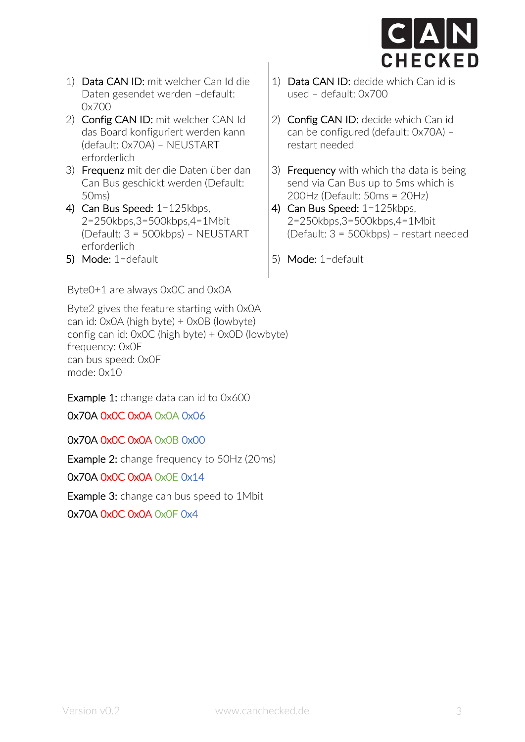1) **Data CAN ID:** mit welcher Can Id die Daten gesendet werden –default: 0x700
2) **Config CAN ID:** mit welcher CAN Id das Board konfiguriert werden kann (default: 0x70A) – NEUSTART erforderlich
3) **Frequenz** mit der die Daten über dan Can Bus geschickt werden (Default: 50ms)
4) **Can Bus Speed:** 1=125kbps, 2=250kbps,3=500kbps,4=1Mbit (Default: 3 = 500kbps) – NEUSTART erforderlich
5) **Mode:** 1=default

1) **Data CAN ID:** decide which Can id is used – default: 0x700
2) **Config CAN ID:** decide which Can id can be configured (default: 0x70A) – restart needed
3) **Frequency** with which tha data is being send via Can Bus up to 5ms which is 200Hz (Default: 50ms = 20Hz)
4) **Can Bus Speed:** 1=125kbps, 2=250kbps,3=500kbps,4=1Mbit (Default: 3 = 500kbps) – restart needed
5) **Mode:** 1=default

Byte0+1 are always 0x0C and 0x0A

Byte2 gives the feature starting with 0x0A
can id: 0x0A (high byte) + 0x0B (lowbyte)
config can id: 0x0C (high byte) + 0x0D (lowbyte)
frequency: 0x0E
can bus speed: 0x0F
mode: 0x10

**Example 1:** change data can id to 0x600

0x70A 0x0C 0x0A 0x0A 0x06

0x70A 0x0C 0x0A 0x0B 0x00

**Example 2:** change frequency to 50Hz (20ms)

0x70A 0x0C 0x0A 0x0E 0x14

**Example 3:** change can bus speed to 1Mbit

0x70A 0x0C 0x0A 0x0F 0x4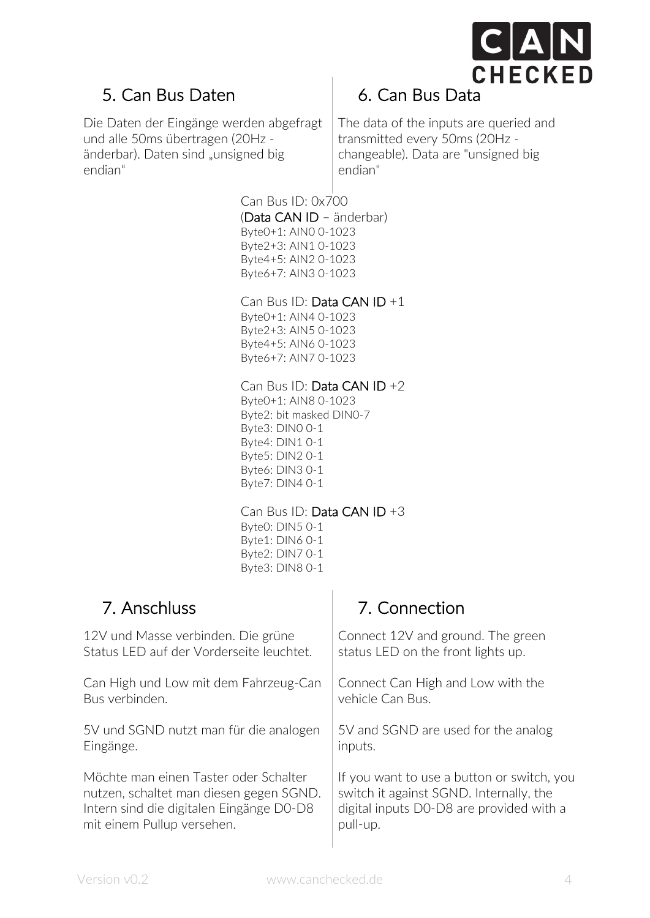## 5. Can Bus Daten

Die Daten der Eingänge werden abgefragt und alle 50ms übertragen (20Hz - änderbar). Daten sind „unsigned big endian“

## 6. Can Bus Data

The data of the inputs are queried and transmitted every 50ms (20Hz - changeable). Data are "unsigned big endian"

Can Bus ID: 0x700
(**Data CAN ID** – änderbar)
Byte0+1: AIN0 0-1023
Byte2+3: AIN1 0-1023
Byte4+5: AIN2 0-1023
Byte6+7: AIN3 0-1023

Can Bus ID: **Data CAN ID** +1
Byte0+1: AIN4 0-1023
Byte2+3: AIN5 0-1023
Byte4+5: AIN6 0-1023
Byte6+7: AIN7 0-1023

Can Bus ID: **Data CAN ID** +2
Byte0+1: AIN8 0-1023
Byte2: bit masked DIN0-7
Byte3: DIN0 0-1
Byte4: DIN1 0-1
Byte5: DIN2 0-1
Byte6: DIN3 0-1
Byte7: DIN4 0-1

Can Bus ID: **Data CAN ID** +3
Byte0: DIN5 0-1
Byte1: DIN6 0-1
Byte2: DIN7 0-1
Byte3: DIN8 0-1

## 7. Anschluss

12V und Masse verbinden. Die grüne Status LED auf der Vorderseite leuchtet.

Can High und Low mit dem Fahrzeug-Can Bus verbinden.

5V und SGND nutzt man für die analogen Eingänge.

Möchte man einen Taster oder Schalter nutzen, schaltet man diesen gegen SGND. Intern sind die digitalen Eingänge D0-D8 mit einem Pullup versehen.

## 7. Connection

Connect 12V and ground. The green status LED on the front lights up.

Connect Can High and Low with the vehicle Can Bus.

5V and SGND are used for the analog inputs.

If you want to use a button or switch, you switch it against SGND. Internally, the digital inputs D0-D8 are provided with a pull-up.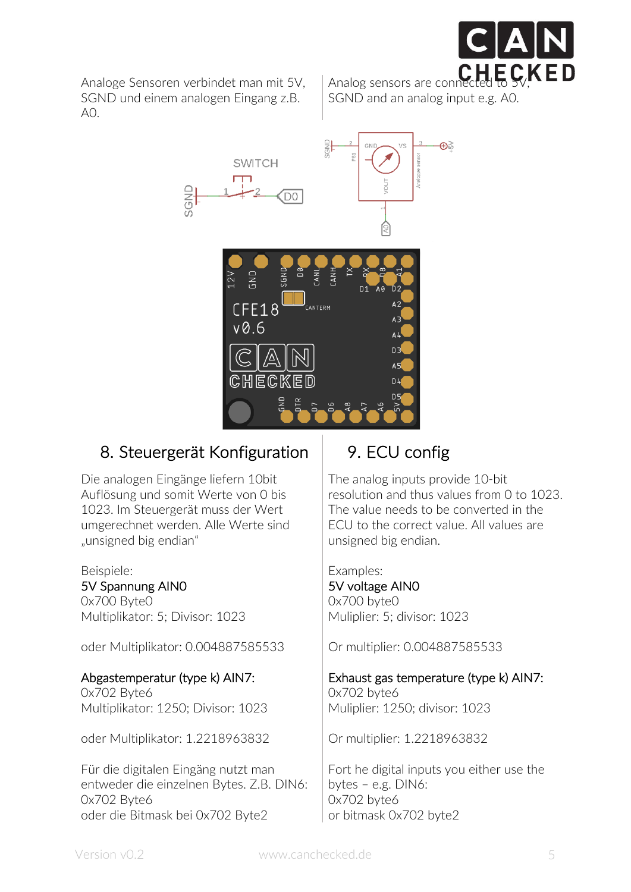Analoge Sensoren verbindet man mit 5V, SGND und einem analogen Eingang z.B. A0.

Analog sensors are connected to 5V, SGND and an analog input e.g. A0.

## 8. Steuergerät Konfiguration

Die analogen Eingänge liefern 10bit Auflösung und somit Werte von 0 bis 1023. Im Steuergerät muss der Wert umgerechnet werden. Alle Werte sind „unsigned big endian“

Beispiele:
5V Spannung AIN0
0x700 Byte0
Multiplikator: 5; Divisor: 1023

oder Multiplikator: 0.004887585533

Abgastemperatur (type k) AIN7:
0x702 Byte6
Multiplikator: 1250; Divisor: 1023

oder Multiplikator: 1.2218963832

Für die digitalen Eingäng nutzt man entweder die einzelnen Bytes. Z.B. DIN6:
0x702 Byte6
oder die Bitmask bei 0x702 Byte2

## 9. ECU config

The analog inputs provide 10-bit resolution and thus values from 0 to 1023. The value needs to be converted in the ECU to the correct value. All values are unsigned big endian.

Examples:
5V voltage AIN0
0x700 byte0
Muliplier: 5; divisor: 1023

Or multiplier: 0.004887585533

Exhaust gas temperature (type k) AIN7:
0x702 byte6
Muliplier: 1250; divisor: 1023

Or multiplier: 1.2218963832

Fort he digital inputs you either use the bytes – e.g. DIN6:
0x702 byte6
or bitmask 0x702 byte2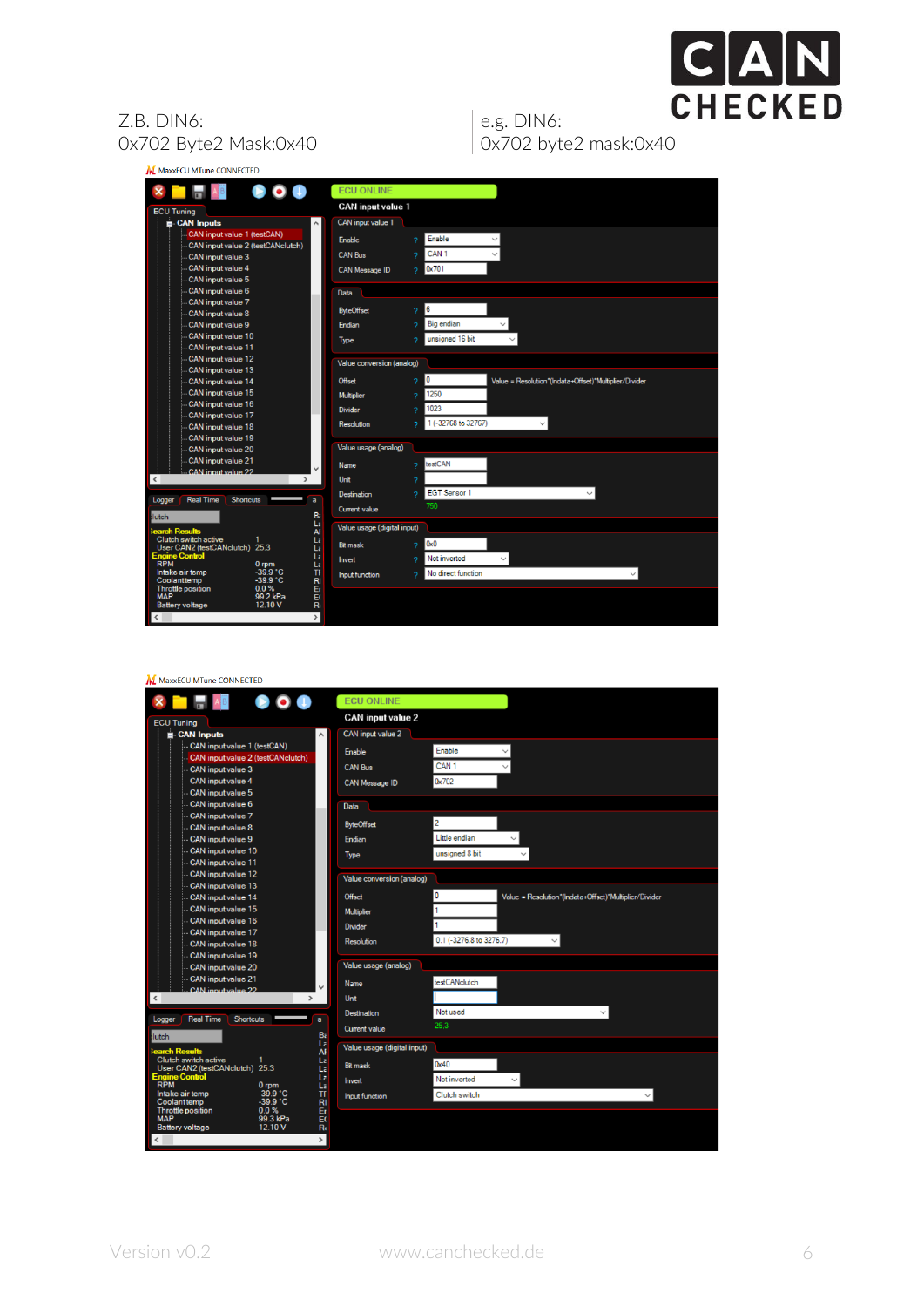Z.B. DIN6:
0x702 Byte2 Mask:0x40

e.g. DIN6:
0x702 byte2 mask:0x40